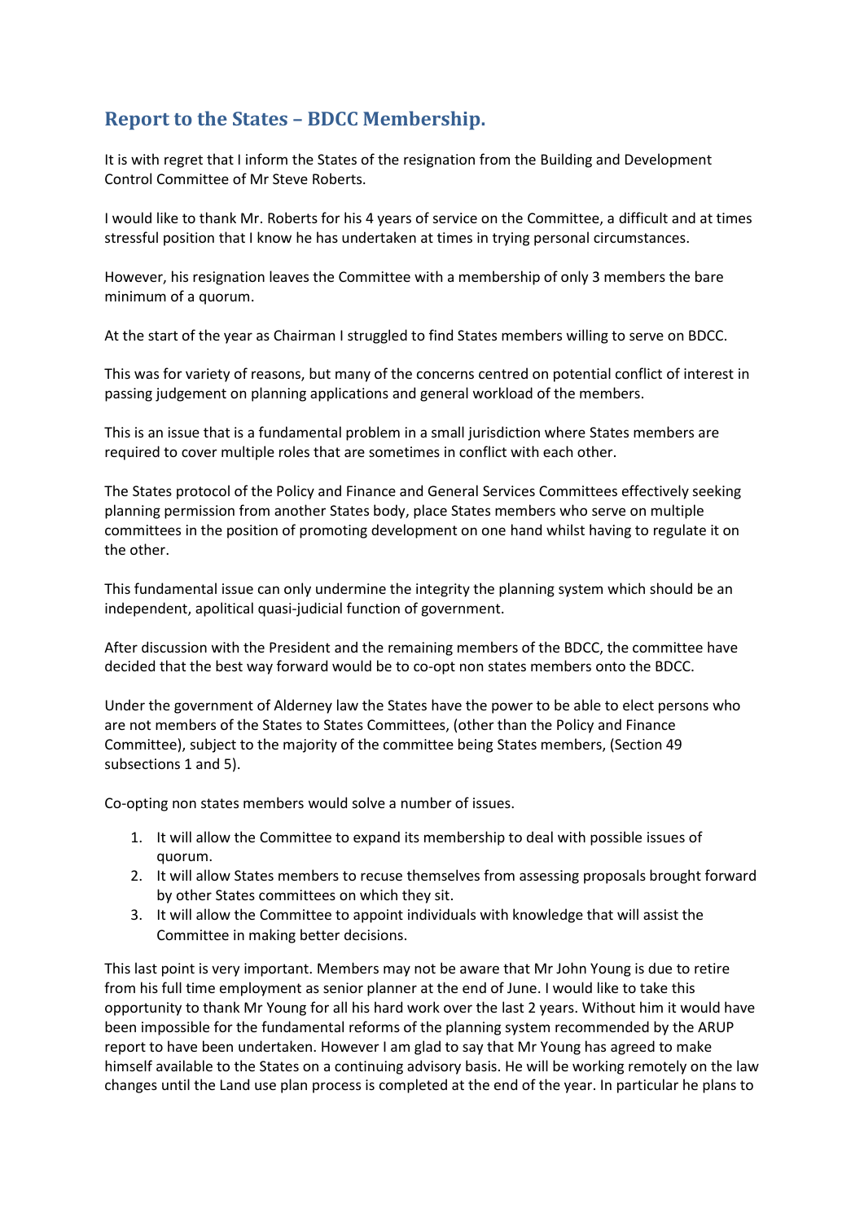## Report to the States – BDCC Membership.

It is with regret that I inform the States of the resignation from the Building and Development Control Committee of Mr Steve Roberts.

I would like to thank Mr. Roberts for his 4 years of service on the Committee, a difficult and at times stressful position that I know he has undertaken at times in trying personal circumstances.

However, his resignation leaves the Committee with a membership of only 3 members the bare minimum of a quorum.

At the start of the year as Chairman I struggled to find States members willing to serve on BDCC.

This was for variety of reasons, but many of the concerns centred on potential conflict of interest in passing judgement on planning applications and general workload of the members.

This is an issue that is a fundamental problem in a small jurisdiction where States members are required to cover multiple roles that are sometimes in conflict with each other.

The States protocol of the Policy and Finance and General Services Committees effectively seeking planning permission from another States body, place States members who serve on multiple committees in the position of promoting development on one hand whilst having to regulate it on the other.

This fundamental issue can only undermine the integrity the planning system which should be an independent, apolitical quasi-judicial function of government.

After discussion with the President and the remaining members of the BDCC, the committee have decided that the best way forward would be to co-opt non states members onto the BDCC.

Under the government of Alderney law the States have the power to be able to elect persons who are not members of the States to States Committees, (other than the Policy and Finance Committee), subject to the majority of the committee being States members, (Section 49 subsections 1 and 5).

Co-opting non states members would solve a number of issues.

1. It will allow the Committee to expand its membership to deal with possible issues of quorum.
2. It will allow States members to recuse themselves from assessing proposals brought forward by other States committees on which they sit.
3. It will allow the Committee to appoint individuals with knowledge that will assist the Committee in making better decisions.

This last point is very important. Members may not be aware that Mr John Young is due to retire from his full time employment as senior planner at the end of June. I would like to take this opportunity to thank Mr Young for all his hard work over the last 2 years. Without him it would have been impossible for the fundamental reforms of the planning system recommended by the ARUP report to have been undertaken. However I am glad to say that Mr Young has agreed to make himself available to the States on a continuing advisory basis. He will be working remotely on the law changes until the Land use plan process is completed at the end of the year. In particular he plans to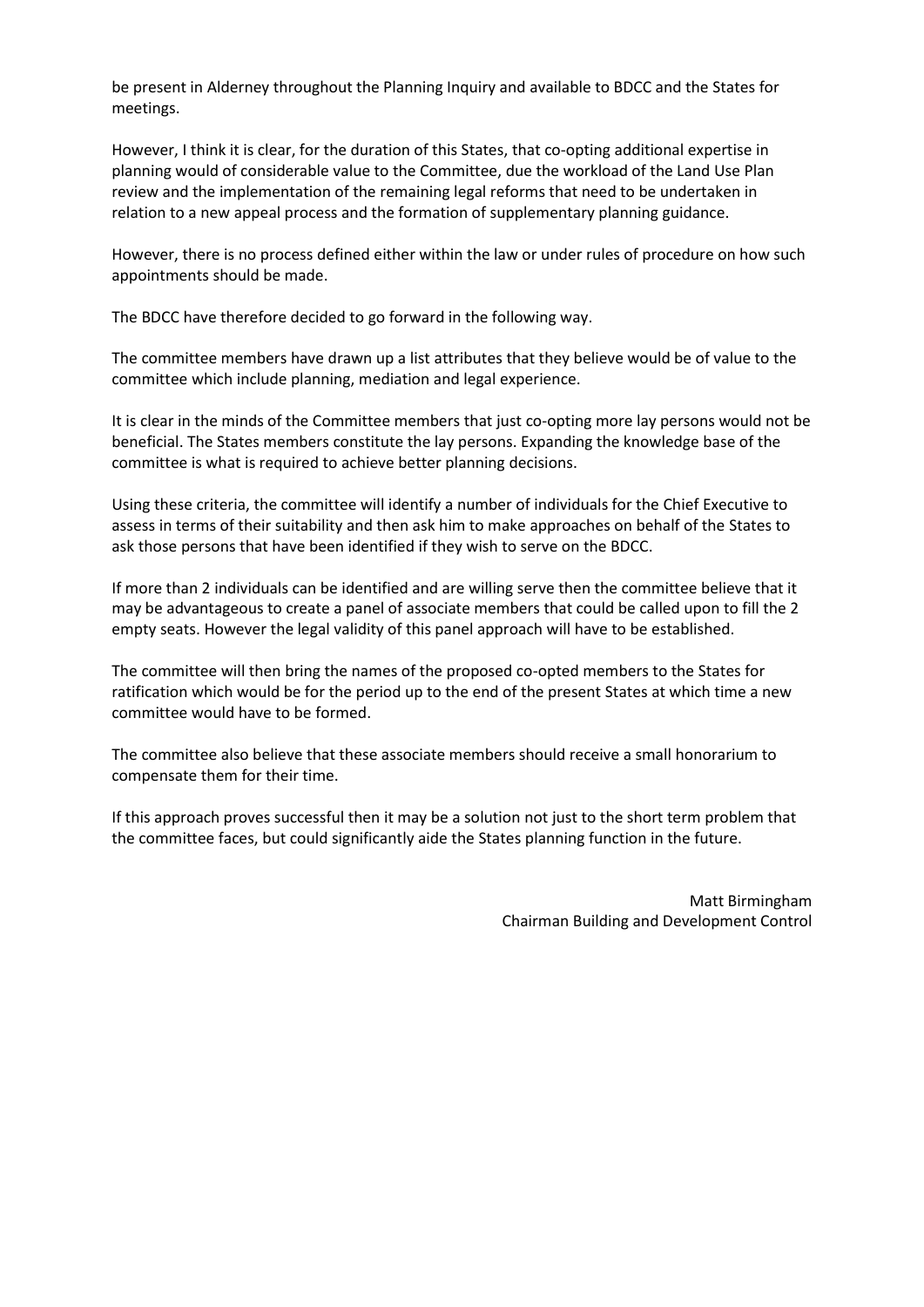be present in Alderney throughout the Planning Inquiry and available to BDCC and the States for meetings.

However, I think it is clear, for the duration of this States, that co-opting additional expertise in planning would of considerable value to the Committee, due the workload of the Land Use Plan review and the implementation of the remaining legal reforms that need to be undertaken in relation to a new appeal process and the formation of supplementary planning guidance.

However, there is no process defined either within the law or under rules of procedure on how such appointments should be made.

The BDCC have therefore decided to go forward in the following way.

The committee members have drawn up a list attributes that they believe would be of value to the committee which include planning, mediation and legal experience.

It is clear in the minds of the Committee members that just co-opting more lay persons would not be beneficial. The States members constitute the lay persons. Expanding the knowledge base of the committee is what is required to achieve better planning decisions.

Using these criteria, the committee will identify a number of individuals for the Chief Executive to assess in terms of their suitability and then ask him to make approaches on behalf of the States to ask those persons that have been identified if they wish to serve on the BDCC.

If more than 2 individuals can be identified and are willing serve then the committee believe that it may be advantageous to create a panel of associate members that could be called upon to fill the 2 empty seats. However the legal validity of this panel approach will have to be established.

The committee will then bring the names of the proposed co-opted members to the States for ratification which would be for the period up to the end of the present States at which time a new committee would have to be formed.

The committee also believe that these associate members should receive a small honorarium to compensate them for their time.

If this approach proves successful then it may be a solution not just to the short term problem that the committee faces, but could significantly aide the States planning function in the future.

Matt Birmingham
Chairman Building and Development Control